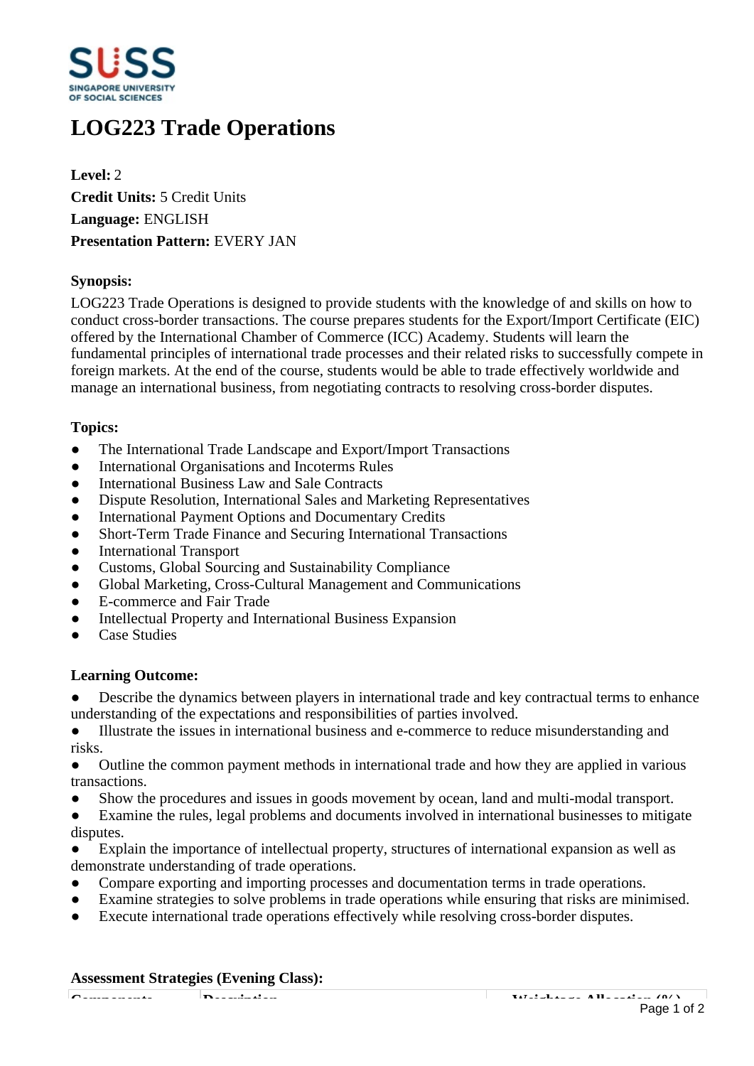# LOG223 Trade Operations

**Level:** 2
**Credit Units:** 5 Credit Units
**Language:** ENGLISH
**Presentation Pattern:** EVERY JAN

**Synopsis:**

LOG223 Trade Operations is designed to provide students with the knowledge of and skills on how to conduct cross-border transactions. The course prepares students for the Export/Import Certificate (EIC) offered by the International Chamber of Commerce (ICC) Academy. Students will learn the fundamental principles of international trade processes and their related risks to successfully compete in foreign markets. At the end of the course, students would be able to trade effectively worldwide and manage an international business, from negotiating contracts to resolving cross-border disputes.

**Topics:**

- The International Trade Landscape and Export/Import Transactions
- International Organisations and Incoterms Rules
- International Business Law and Sale Contracts
- Dispute Resolution, International Sales and Marketing Representatives
- International Payment Options and Documentary Credits
- Short-Term Trade Finance and Securing International Transactions
- International Transport
- Customs, Global Sourcing and Sustainability Compliance
- Global Marketing, Cross-Cultural Management and Communications
- E-commerce and Fair Trade
- Intellectual Property and International Business Expansion
- Case Studies

**Learning Outcome:**

- Describe the dynamics between players in international trade and key contractual terms to enhance understanding of the expectations and responsibilities of parties involved.
- Illustrate the issues in international business and e-commerce to reduce misunderstanding and risks.
- Outline the common payment methods in international trade and how they are applied in various transactions.
- Show the procedures and issues in goods movement by ocean, land and multi-modal transport.
- Examine the rules, legal problems and documents involved in international businesses to mitigate disputes.
- Explain the importance of intellectual property, structures of international expansion as well as demonstrate understanding of trade operations.
- Compare exporting and importing processes and documentation terms in trade operations.
- Examine strategies to solve problems in trade operations while ensuring that risks are minimised.
- Execute international trade operations effectively while resolving cross-border disputes.

**Assessment Strategies (Evening Class):**

| Components | Description | Weightage Allocation (%) |
|---|---|---|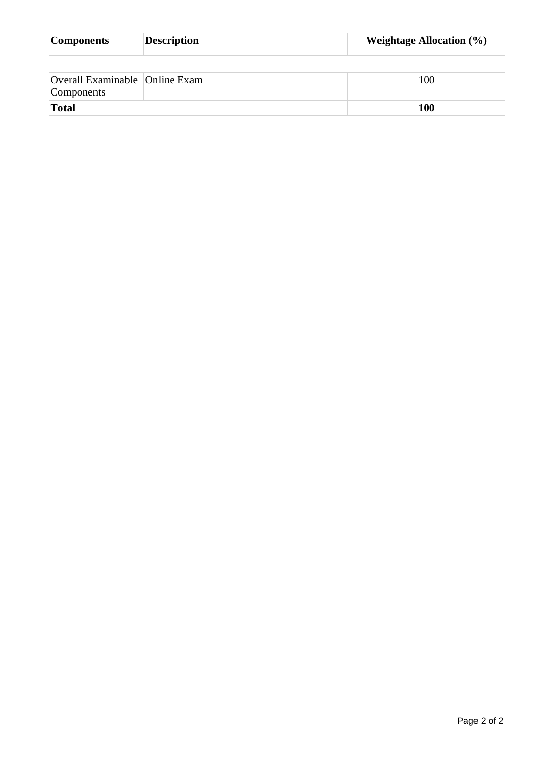| Components | Description | Weightage Allocation (%) |
|---|---|---|
| Overall Examinable Components | Online Exam | 100 |
| **Total** | | **100** |